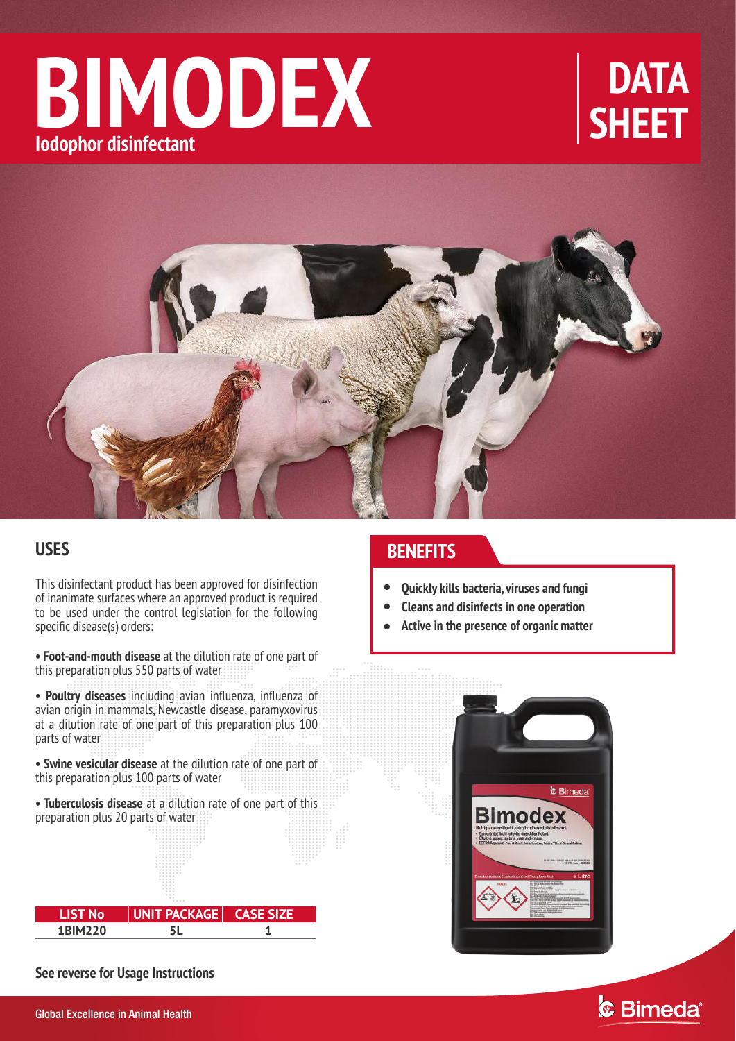# BIMODEX

**Iodophor disinfectant**

## DATA SHEET

## USES

This disinfectant product has been approved for disinfection of inanimate surfaces where an approved product is required to be used under the control legislation for the following specific disease(s) orders:

• **Foot-and-mouth disease** at the dilution rate of one part of this preparation plus 550 parts of water

• **Poultry diseases** including avian influenza, influenza of avian origin in mammals, Newcastle disease, paramyxovirus at a dilution rate of one part of this preparation plus 100 parts of water

• **Swine vesicular disease** at the dilution rate of one part of this preparation plus 100 parts of water

• **Tuberculosis disease** at a dilution rate of one part of this preparation plus 20 parts of water

| LIST No | UNIT PACKAGE | CASE SIZE |
|---|---|---|
| 1BIM220 | 5L | 1 |

**See reverse for Usage Instructions**

## BENEFITS

- **Quickly kills bacteria, viruses and fungi**
- **Cleans and disinfects in one operation**
- **Active in the presence of organic matter**

Global Excellence in Animal Health

Bimeda®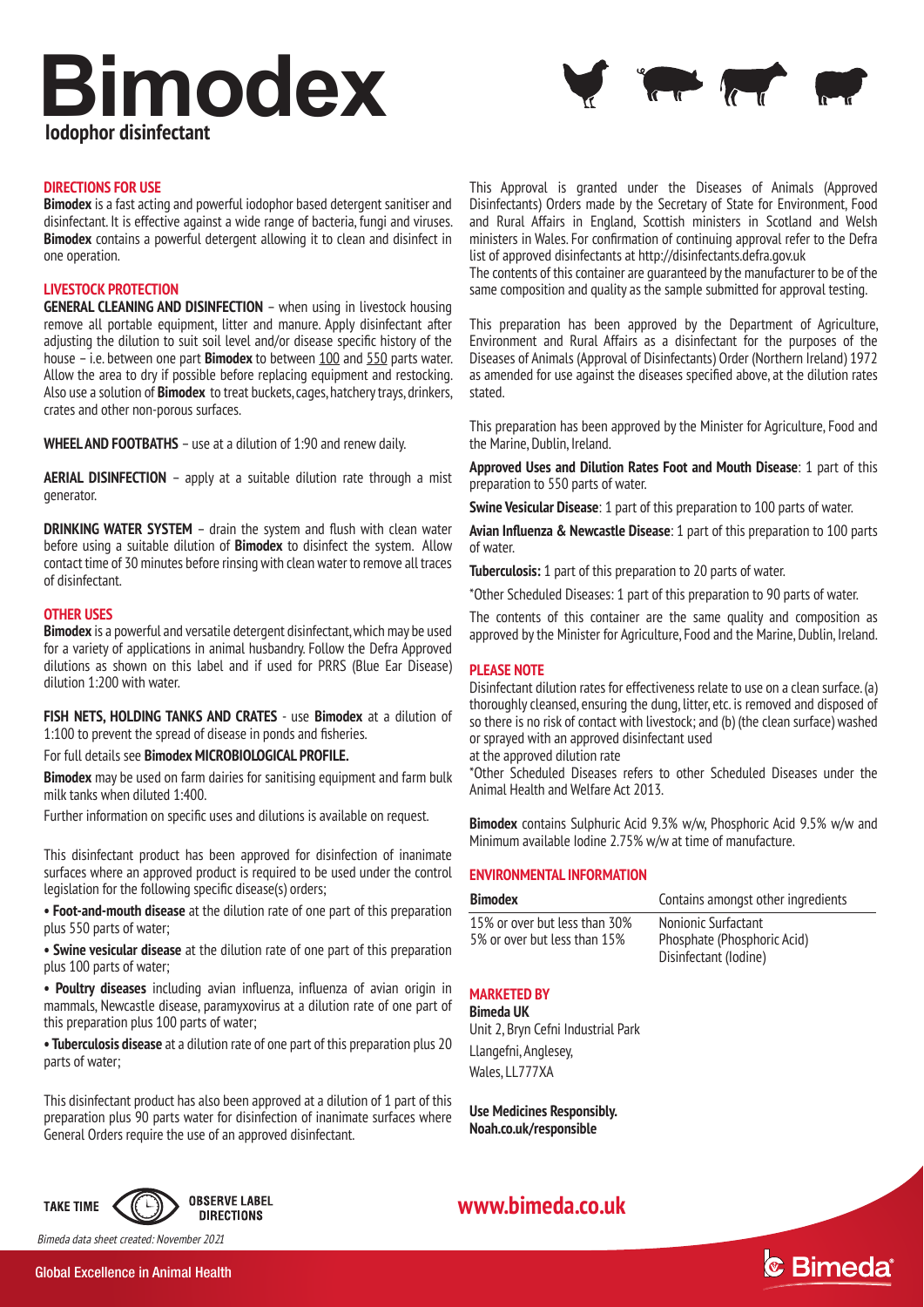# Bimodex

**Iodophor disinfectant**

### DIRECTIONS FOR USE

**Bimodex** is a fast acting and powerful iodophor based detergent sanitiser and disinfectant. It is effective against a wide range of bacteria, fungi and viruses. **Bimodex** contains a powerful detergent allowing it to clean and disinfect in one operation.

### LIVESTOCK PROTECTION

**GENERAL CLEANING AND DISINFECTION** – when using in livestock housing remove all portable equipment, litter and manure. Apply disinfectant after adjusting the dilution to suit soil level and/or disease specific history of the house – i.e. between one part **Bimodex** to between 100 and 550 parts water. Allow the area to dry if possible before replacing equipment and restocking. Also use a solution of **Bimodex** to treat buckets, cages, hatchery trays, drinkers, crates and other non-porous surfaces.

**WHEEL AND FOOTBATHS** – use at a dilution of 1:90 and renew daily.

**AERIAL DISINFECTION** – apply at a suitable dilution rate through a mist generator.

**DRINKING WATER SYSTEM** – drain the system and flush with clean water before using a suitable dilution of **Bimodex** to disinfect the system. Allow contact time of 30 minutes before rinsing with clean water to remove all traces of disinfectant.

### OTHER USES

**Bimodex** is a powerful and versatile detergent disinfectant, which may be used for a variety of applications in animal husbandry. Follow the Defra Approved dilutions as shown on this label and if used for PRRS (Blue Ear Disease) dilution 1:200 with water.

**FISH NETS, HOLDING TANKS AND CRATES** - use **Bimodex** at a dilution of 1:100 to prevent the spread of disease in ponds and fisheries.

For full details see **Bimodex MICROBIOLOGICAL PROFILE.**

**Bimodex** may be used on farm dairies for sanitising equipment and farm bulk milk tanks when diluted 1:400.

Further information on specific uses and dilutions is available on request.

This disinfectant product has been approved for disinfection of inanimate surfaces where an approved product is required to be used under the control legislation for the following specific disease(s) orders;

- **Foot-and-mouth disease** at the dilution rate of one part of this preparation plus 550 parts of water;
- **Swine vesicular disease** at the dilution rate of one part of this preparation plus 100 parts of water;
- **Poultry diseases** including avian influenza, influenza of avian origin in mammals, Newcastle disease, paramyxovirus at a dilution rate of one part of this preparation plus 100 parts of water;
- **Tuberculosis disease** at a dilution rate of one part of this preparation plus 20 parts of water;

This disinfectant product has also been approved at a dilution of 1 part of this preparation plus 90 parts water for disinfection of inanimate surfaces where General Orders require the use of an approved disinfectant.

This Approval is granted under the Diseases of Animals (Approved Disinfectants) Orders made by the Secretary of State for Environment, Food and Rural Affairs in England, Scottish ministers in Scotland and Welsh ministers in Wales. For confirmation of continuing approval refer to the Defra list of approved disinfectants at http://disinfectants.defra.gov.uk

The contents of this container are guaranteed by the manufacturer to be of the same composition and quality as the sample submitted for approval testing.

This preparation has been approved by the Department of Agriculture, Environment and Rural Affairs as a disinfectant for the purposes of the Diseases of Animals (Approval of Disinfectants) Order (Northern Ireland) 1972 as amended for use against the diseases specified above, at the dilution rates stated.

This preparation has been approved by the Minister for Agriculture, Food and the Marine, Dublin, Ireland.

**Approved Uses and Dilution Rates Foot and Mouth Disease**: 1 part of this preparation to 550 parts of water.

**Swine Vesicular Disease**: 1 part of this preparation to 100 parts of water.

**Avian Influenza & Newcastle Disease**: 1 part of this preparation to 100 parts of water.

**Tuberculosis:** 1 part of this preparation to 20 parts of water.

*Other Scheduled Diseases: 1 part of this preparation to 90 parts of water.

The contents of this container are the same quality and composition as approved by the Minister for Agriculture, Food and the Marine, Dublin, Ireland.

### PLEASE NOTE

Disinfectant dilution rates for effectiveness relate to use on a clean surface. (a) thoroughly cleansed, ensuring the dung, litter, etc. is removed and disposed of so there is no risk of contact with livestock; and (b) (the clean surface) washed or sprayed with an approved disinfectant used at the approved dilution rate

*Other Scheduled Diseases refers to other Scheduled Diseases under the Animal Health and Welfare Act 2013.

**Bimodex** contains Sulphuric Acid 9.3% w/w, Phosphoric Acid 9.5% w/w and Minimum available Iodine 2.75% w/w at time of manufacture.

### ENVIRONMENTAL INFORMATION

| Bimodex | Contains amongst other ingredients |
|---|---|
| 15% or over but less than 30% | Nonionic Surfactant |
| 5% or over but less than 15% | Phosphate (Phosphoric Acid) Disinfectant (Iodine) |

### MARKETED BY

**Bimeda UK**
Unit 2, Bryn Cefni Industrial Park
Llangefni, Anglesey,
Wales, LL777XA

**Use Medicines Responsibly.**
**Noah.co.uk/responsible**

TAKE TIME OBSERVE LABEL DIRECTIONS

**www.bimeda.co.uk**

*Bimeda data sheet created: November 2021*

Global Excellence in Animal Health

Bimeda